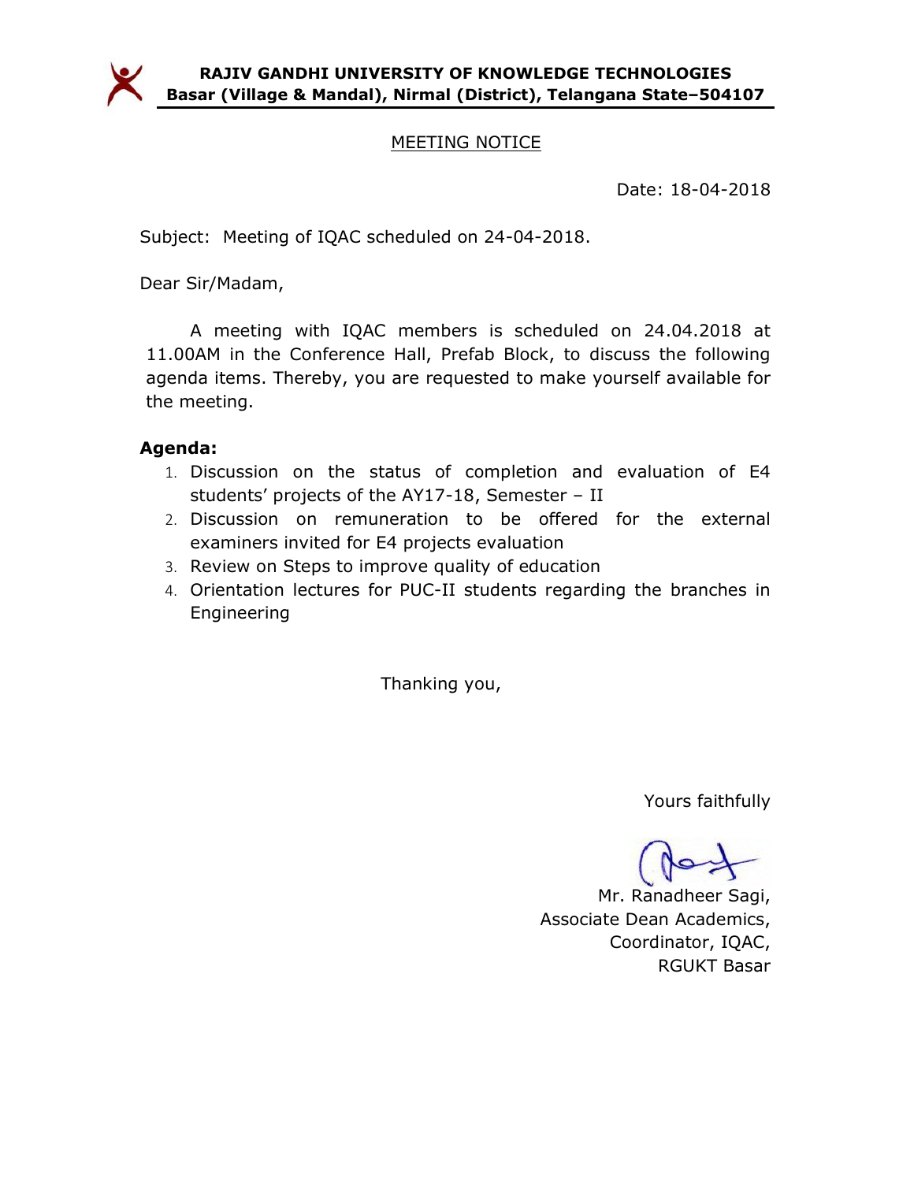**RAJIV GANDHI UNIVERSITY OF KNOWLEDGE TECHNOLOGIES**
**Basar (Village & Mandal), Nirmal (District), Telangana State–504107**

## MEETING NOTICE

Date: 18-04-2018

Subject: Meeting of IQAC scheduled on 24-04-2018.

Dear Sir/Madam,

A meeting with IQAC members is scheduled on 24.04.2018 at 11.00AM in the Conference Hall, Prefab Block, to discuss the following agenda items. Thereby, you are requested to make yourself available for the meeting.

**Agenda:**

1. Discussion on the status of completion and evaluation of E4 students' projects of the AY17-18, Semester – II
2. Discussion on remuneration to be offered for the external examiners invited for E4 projects evaluation
3. Review on Steps to improve quality of education
4. Orientation lectures for PUC-II students regarding the branches in Engineering

Thanking you,

Yours faithfully

Mr. Ranadheer Sagi,
Associate Dean Academics,
Coordinator, IQAC,
RGUKT Basar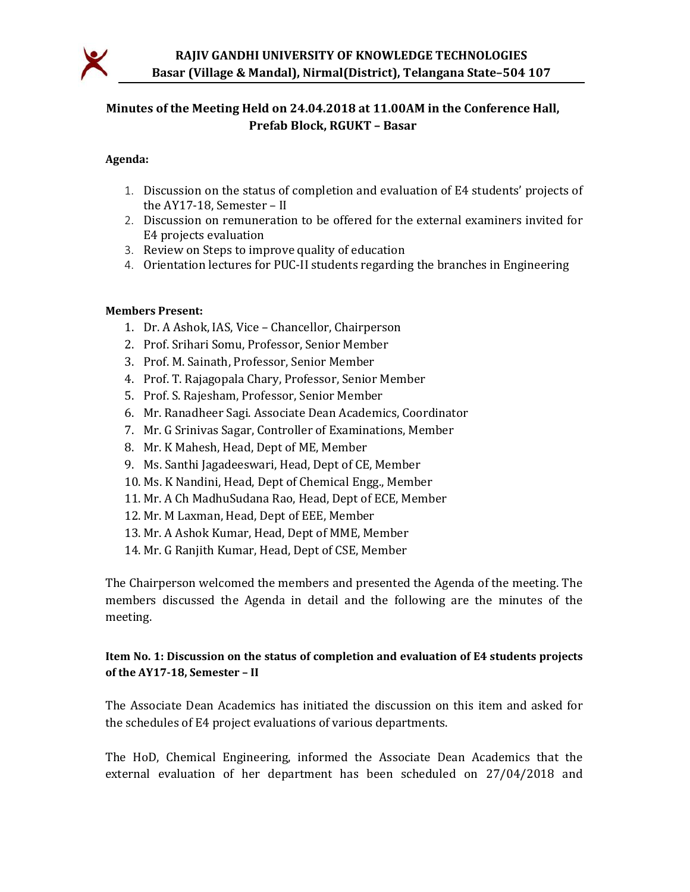**RAJIV GANDHI UNIVERSITY OF KNOWLEDGE TECHNOLOGIES**
**Basar (Village & Mandal), Nirmal(District), Telangana State–504 107**

## Minutes of the Meeting Held on 24.04.2018 at 11.00AM in the Conference Hall, Prefab Block, RGUKT – Basar

**Agenda:**

1. Discussion on the status of completion and evaluation of E4 students' projects of the AY17-18, Semester – II
2. Discussion on remuneration to be offered for the external examiners invited for E4 projects evaluation
3. Review on Steps to improve quality of education
4. Orientation lectures for PUC-II students regarding the branches in Engineering

**Members Present:**

1. Dr. A Ashok, IAS, Vice – Chancellor, Chairperson
2. Prof. Srihari Somu, Professor, Senior Member
3. Prof. M. Sainath, Professor, Senior Member
4. Prof. T. Rajagopala Chary, Professor, Senior Member
5. Prof. S. Rajesham, Professor, Senior Member
6. Mr. Ranadheer Sagi. Associate Dean Academics, Coordinator
7. Mr. G Srinivas Sagar, Controller of Examinations, Member
8. Mr. K Mahesh, Head, Dept of ME, Member
9. Ms. Santhi Jagadeeswari, Head, Dept of CE, Member
10. Ms. K Nandini, Head, Dept of Chemical Engg., Member
11. Mr. A Ch MadhuSudana Rao, Head, Dept of ECE, Member
12. Mr. M Laxman, Head, Dept of EEE, Member
13. Mr. A Ashok Kumar, Head, Dept of MME, Member
14. Mr. G Ranjith Kumar, Head, Dept of CSE, Member

The Chairperson welcomed the members and presented the Agenda of the meeting. The members discussed the Agenda in detail and the following are the minutes of the meeting.

**Item No. 1: Discussion on the status of completion and evaluation of E4 students projects of the AY17-18, Semester – II**

The Associate Dean Academics has initiated the discussion on this item and asked for the schedules of E4 project evaluations of various departments.

The HoD, Chemical Engineering, informed the Associate Dean Academics that the external evaluation of her department has been scheduled on 27/04/2018 and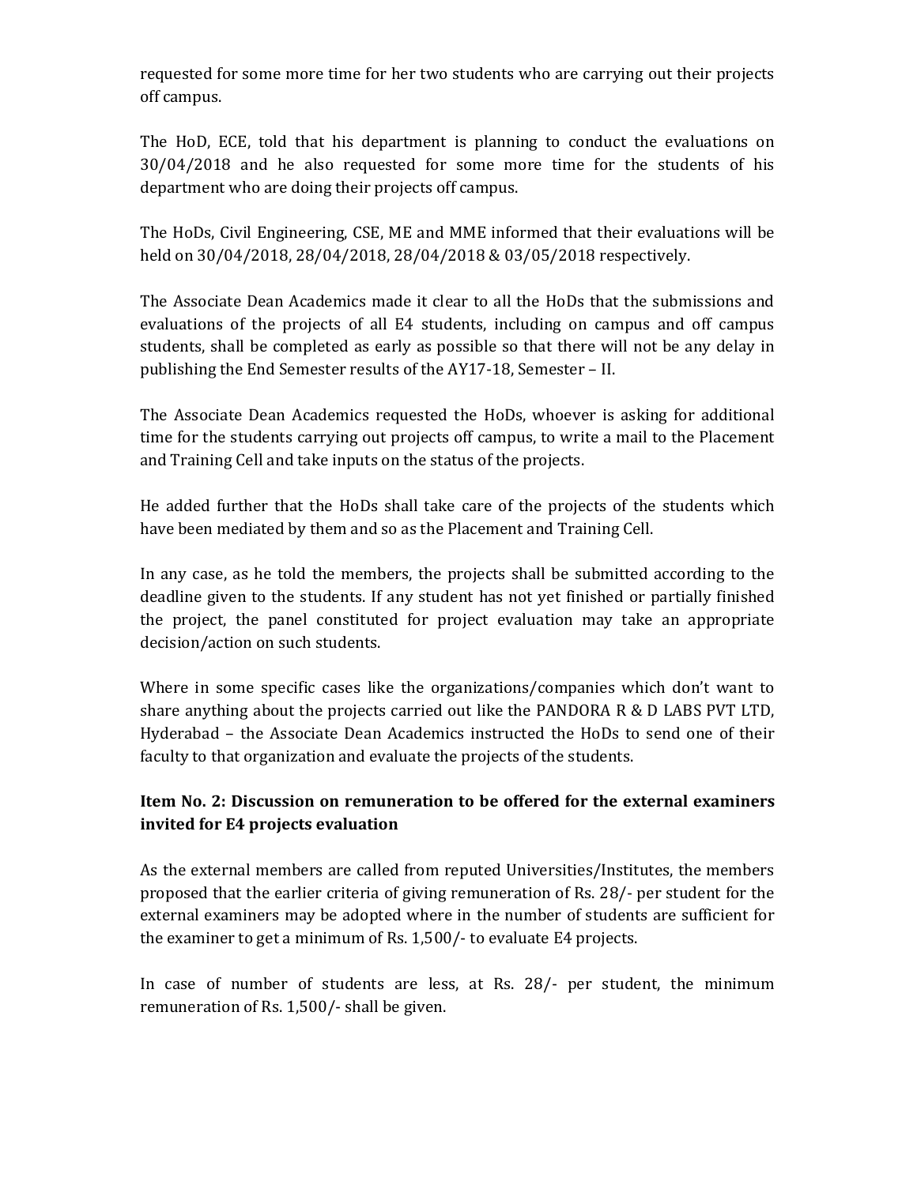requested for some more time for her two students who are carrying out their projects off campus.

The HoD, ECE, told that his department is planning to conduct the evaluations on 30/04/2018 and he also requested for some more time for the students of his department who are doing their projects off campus.

The HoDs, Civil Engineering, CSE, ME and MME informed that their evaluations will be held on 30/04/2018, 28/04/2018, 28/04/2018 & 03/05/2018 respectively.

The Associate Dean Academics made it clear to all the HoDs that the submissions and evaluations of the projects of all E4 students, including on campus and off campus students, shall be completed as early as possible so that there will not be any delay in publishing the End Semester results of the AY17-18, Semester – II.

The Associate Dean Academics requested the HoDs, whoever is asking for additional time for the students carrying out projects off campus, to write a mail to the Placement and Training Cell and take inputs on the status of the projects.

He added further that the HoDs shall take care of the projects of the students which have been mediated by them and so as the Placement and Training Cell.

In any case, as he told the members, the projects shall be submitted according to the deadline given to the students. If any student has not yet finished or partially finished the project, the panel constituted for project evaluation may take an appropriate decision/action on such students.

Where in some specific cases like the organizations/companies which don't want to share anything about the projects carried out like the PANDORA R & D LABS PVT LTD, Hyderabad – the Associate Dean Academics instructed the HoDs to send one of their faculty to that organization and evaluate the projects of the students.

**Item No. 2: Discussion on remuneration to be offered for the external examiners invited for E4 projects evaluation**

As the external members are called from reputed Universities/Institutes, the members proposed that the earlier criteria of giving remuneration of Rs. 28/- per student for the external examiners may be adopted where in the number of students are sufficient for the examiner to get a minimum of Rs. 1,500/- to evaluate E4 projects.

In case of number of students are less, at Rs. 28/- per student, the minimum remuneration of Rs. 1,500/- shall be given.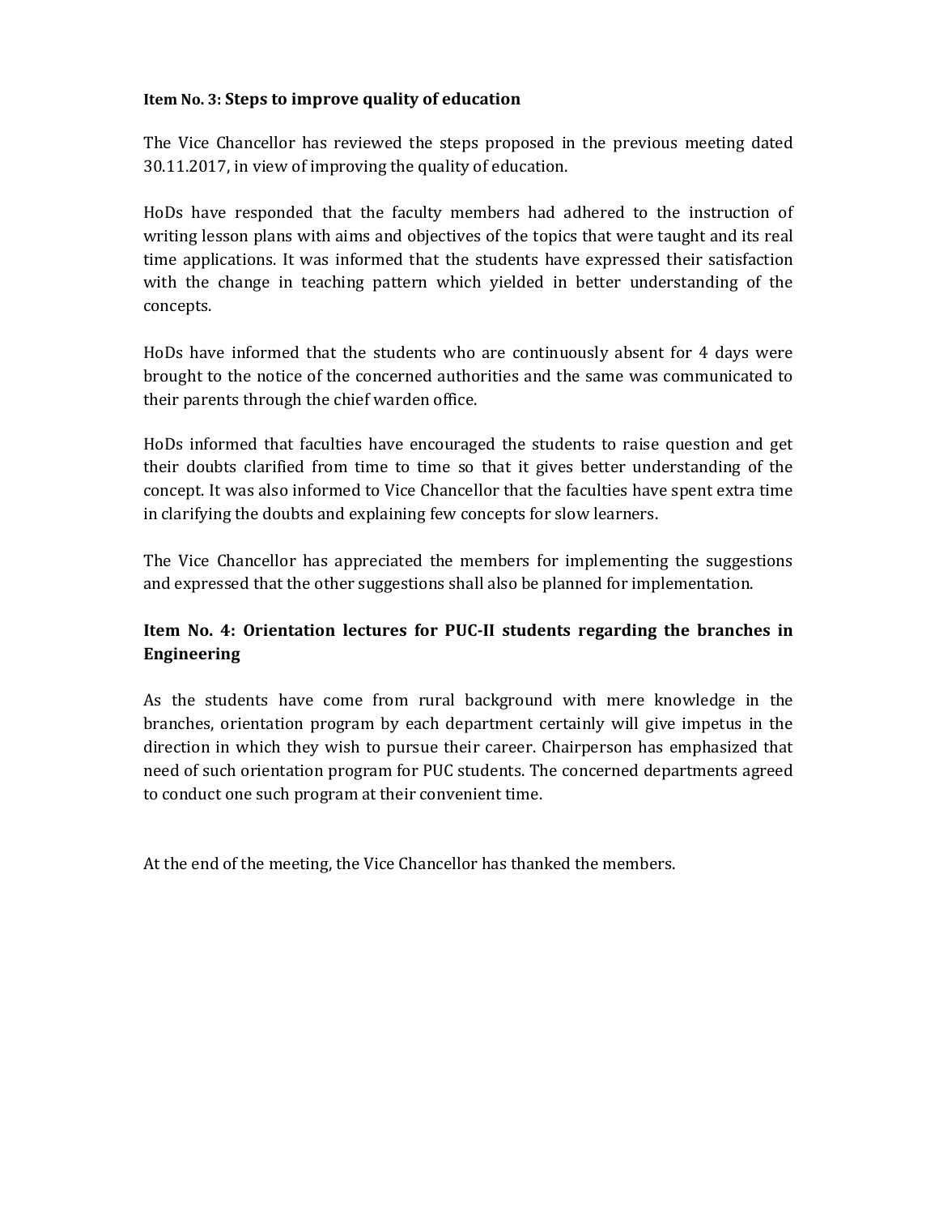**Item No. 3: Steps to improve quality of education**

The Vice Chancellor has reviewed the steps proposed in the previous meeting dated 30.11.2017, in view of improving the quality of education.

HoDs have responded that the faculty members had adhered to the instruction of writing lesson plans with aims and objectives of the topics that were taught and its real time applications. It was informed that the students have expressed their satisfaction with the change in teaching pattern which yielded in better understanding of the concepts.

HoDs have informed that the students who are continuously absent for 4 days were brought to the notice of the concerned authorities and the same was communicated to their parents through the chief warden office.

HoDs informed that faculties have encouraged the students to raise question and get their doubts clarified from time to time so that it gives better understanding of the concept. It was also informed to Vice Chancellor that the faculties have spent extra time in clarifying the doubts and explaining few concepts for slow learners.

The Vice Chancellor has appreciated the members for implementing the suggestions and expressed that the other suggestions shall also be planned for implementation.

**Item No. 4: Orientation lectures for PUC-II students regarding the branches in Engineering**

As the students have come from rural background with mere knowledge in the branches, orientation program by each department certainly will give impetus in the direction in which they wish to pursue their career. Chairperson has emphasized that need of such orientation program for PUC students. The concerned departments agreed to conduct one such program at their convenient time.

At the end of the meeting, the Vice Chancellor has thanked the members.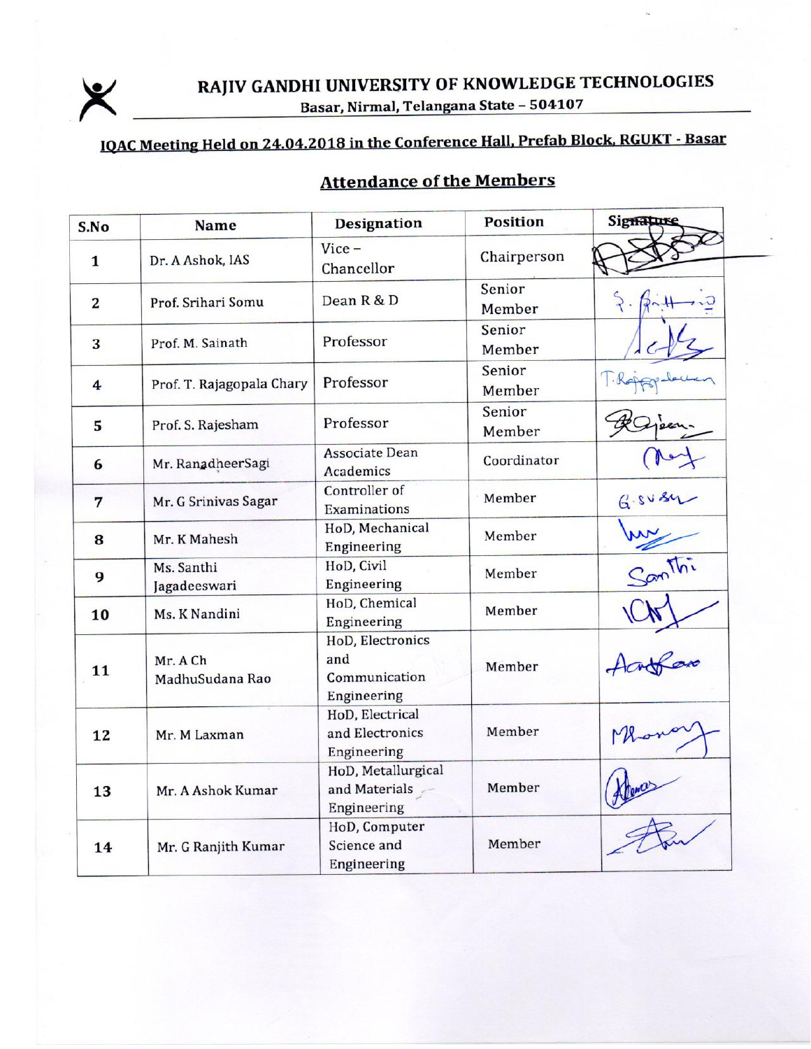# RAJIV GANDHI UNIVERSITY OF KNOWLEDGE TECHNOLOGIES

Basar, Nirmal, Telangana State – 504107

## IQAC Meeting Held on 24.04.2018 in the Conference Hall, Prefab Block, RGUKT - Basar

## Attendance of the Members

| S.No | Name | Designation | Position | Signature |
|---|---|---|---|---|
| 1 | Dr. A Ashok, IAS | Vice – Chancellor | Chairperson | |
| 2 | Prof. Srihari Somu | Dean R & D | Senior Member | |
| 3 | Prof. M. Sainath | Professor | Senior Member | |
| 4 | Prof. T. Rajagopala Chary | Professor | Senior Member | |
| 5 | Prof. S. Rajesham | Professor | Senior Member | |
| 6 | Mr. RanadheerSagi | Associate Dean Academics | Coordinator | |
| 7 | Mr. G Srinivas Sagar | Controller of Examinations | Member | |
| 8 | Mr. K Mahesh | HoD, Mechanical Engineering | Member | |
| 9 | Ms. Santhi Jagadeeswari | HoD, Civil Engineering | Member | |
| 10 | Ms. K Nandini | HoD, Chemical Engineering | Member | |
| 11 | Mr. A Ch MadhuSudana Rao | HoD, Electronics and Communication Engineering | Member | |
| 12 | Mr. M Laxman | HoD, Electrical and Electronics Engineering | Member | |
| 13 | Mr. A Ashok Kumar | HoD, Metallurgical and Materials Engineering | Member | |
| 14 | Mr. G Ranjith Kumar | HoD, Computer Science and Engineering | Member | |